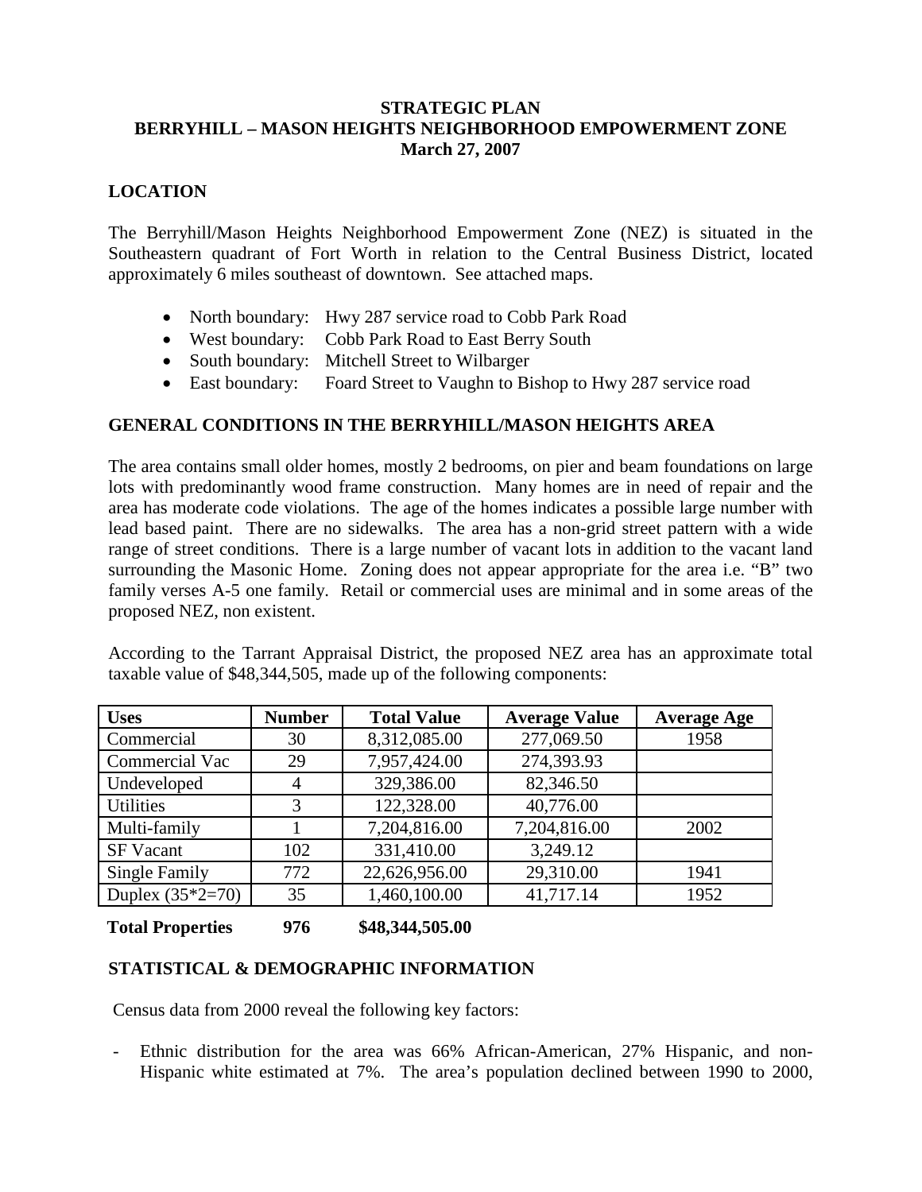# STRATEGIC PLAN
# BERRYHILL – MASON HEIGHTS NEIGHBORHOOD EMPOWERMENT ZONE
# March 27, 2007

## LOCATION

The Berryhill/Mason Heights Neighborhood Empowerment Zone (NEZ) is situated in the Southeastern quadrant of Fort Worth in relation to the Central Business District, located approximately 6 miles southeast of downtown. See attached maps.

- North boundary: Hwy 287 service road to Cobb Park Road
- West boundary: Cobb Park Road to East Berry South
- South boundary: Mitchell Street to Wilbarger
- East boundary: Foard Street to Vaughn to Bishop to Hwy 287 service road

## GENERAL CONDITIONS IN THE BERRYHILL/MASON HEIGHTS AREA

The area contains small older homes, mostly 2 bedrooms, on pier and beam foundations on large lots with predominantly wood frame construction. Many homes are in need of repair and the area has moderate code violations. The age of the homes indicates a possible large number with lead based paint. There are no sidewalks. The area has a non-grid street pattern with a wide range of street conditions. There is a large number of vacant lots in addition to the vacant land surrounding the Masonic Home. Zoning does not appear appropriate for the area i.e. "B" two family verses A-5 one family. Retail or commercial uses are minimal and in some areas of the proposed NEZ, non existent.

According to the Tarrant Appraisal District, the proposed NEZ area has an approximate total taxable value of $48,344,505, made up of the following components:

| Uses | Number | Total Value | Average Value | Average Age |
|---|---|---|---|---|
| Commercial | 30 | 8,312,085.00 | 277,069.50 | 1958 |
| Commercial Vac | 29 | 7,957,424.00 | 274,393.93 | |
| Undeveloped | 4 | 329,386.00 | 82,346.50 | |
| Utilities | 3 | 122,328.00 | 40,776.00 | |
| Multi-family | 1 | 7,204,816.00 | 7,204,816.00 | 2002 |
| SF Vacant | 102 | 331,410.00 | 3,249.12 | |
| Single Family | 772 | 22,626,956.00 | 29,310.00 | 1941 |
| Duplex (35*2=70) | 35 | 1,460,100.00 | 41,717.14 | 1952 |
| **Total Properties** | **976** | **$48,344,505.00** | | |

## STATISTICAL & DEMOGRAPHIC INFORMATION

Census data from 2000 reveal the following key factors:

- Ethnic distribution for the area was 66% African-American, 27% Hispanic, and non-Hispanic white estimated at 7%. The area's population declined between 1990 to 2000,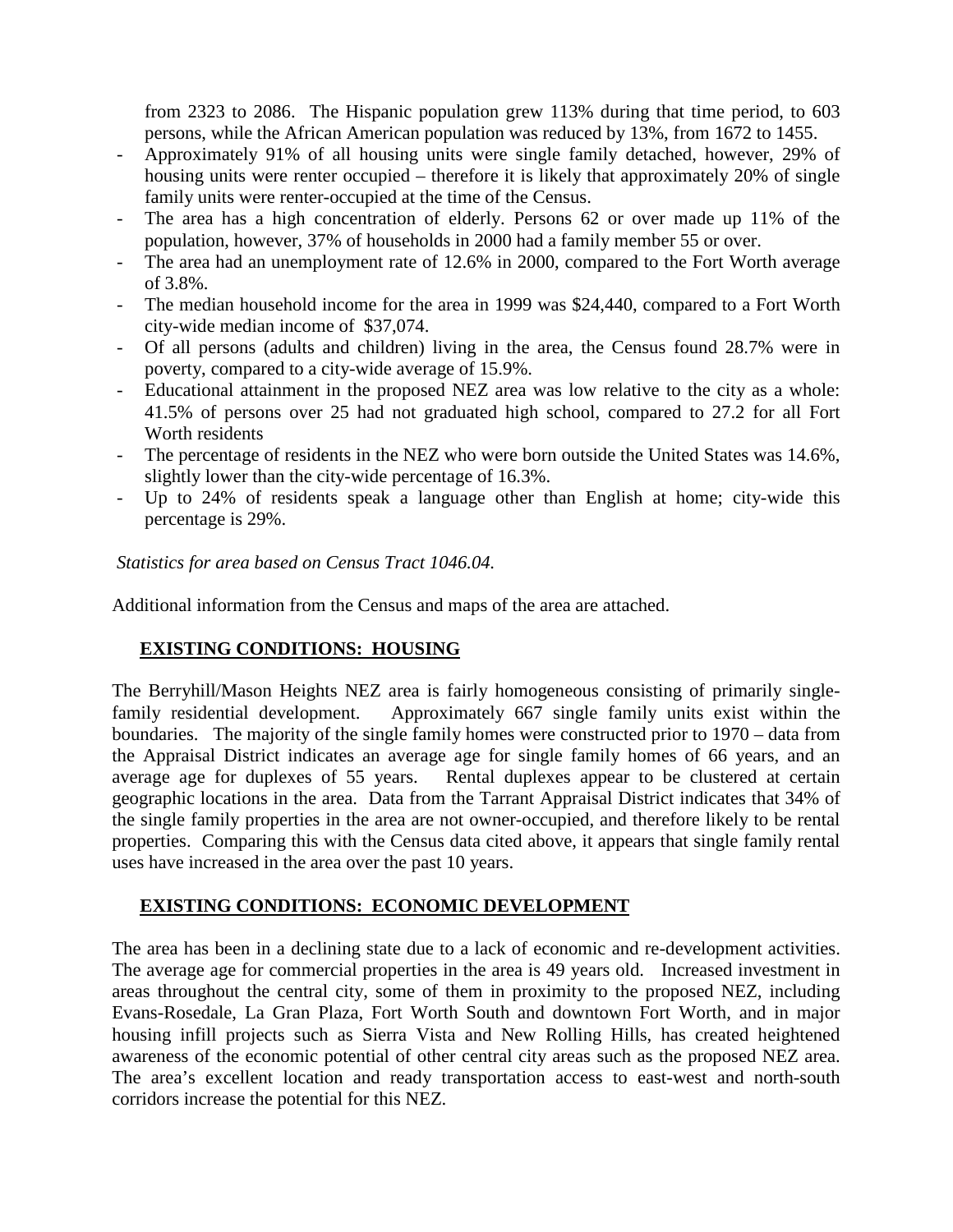from 2323 to 2086. The Hispanic population grew 113% during that time period, to 603 persons, while the African American population was reduced by 13%, from 1672 to 1455.

- Approximately 91% of all housing units were single family detached, however, 29% of housing units were renter occupied – therefore it is likely that approximately 20% of single family units were renter-occupied at the time of the Census.
- The area has a high concentration of elderly. Persons 62 or over made up 11% of the population, however, 37% of households in 2000 had a family member 55 or over.
- The area had an unemployment rate of 12.6% in 2000, compared to the Fort Worth average of 3.8%.
- The median household income for the area in 1999 was $24,440, compared to a Fort Worth city-wide median income of $37,074.
- Of all persons (adults and children) living in the area, the Census found 28.7% were in poverty, compared to a city-wide average of 15.9%.
- Educational attainment in the proposed NEZ area was low relative to the city as a whole: 41.5% of persons over 25 had not graduated high school, compared to 27.2 for all Fort Worth residents
- The percentage of residents in the NEZ who were born outside the United States was 14.6%, slightly lower than the city-wide percentage of 16.3%.
- Up to 24% of residents speak a language other than English at home; city-wide this percentage is 29%.

*Statistics for area based on Census Tract 1046.04.*

Additional information from the Census and maps of the area are attached.

## EXISTING CONDITIONS: HOUSING

The Berryhill/Mason Heights NEZ area is fairly homogeneous consisting of primarily single-family residential development. Approximately 667 single family units exist within the boundaries. The majority of the single family homes were constructed prior to 1970 – data from the Appraisal District indicates an average age for single family homes of 66 years, and an average age for duplexes of 55 years. Rental duplexes appear to be clustered at certain geographic locations in the area. Data from the Tarrant Appraisal District indicates that 34% of the single family properties in the area are not owner-occupied, and therefore likely to be rental properties. Comparing this with the Census data cited above, it appears that single family rental uses have increased in the area over the past 10 years.

## EXISTING CONDITIONS: ECONOMIC DEVELOPMENT

The area has been in a declining state due to a lack of economic and re-development activities. The average age for commercial properties in the area is 49 years old. Increased investment in areas throughout the central city, some of them in proximity to the proposed NEZ, including Evans-Rosedale, La Gran Plaza, Fort Worth South and downtown Fort Worth, and in major housing infill projects such as Sierra Vista and New Rolling Hills, has created heightened awareness of the economic potential of other central city areas such as the proposed NEZ area. The area's excellent location and ready transportation access to east-west and north-south corridors increase the potential for this NEZ.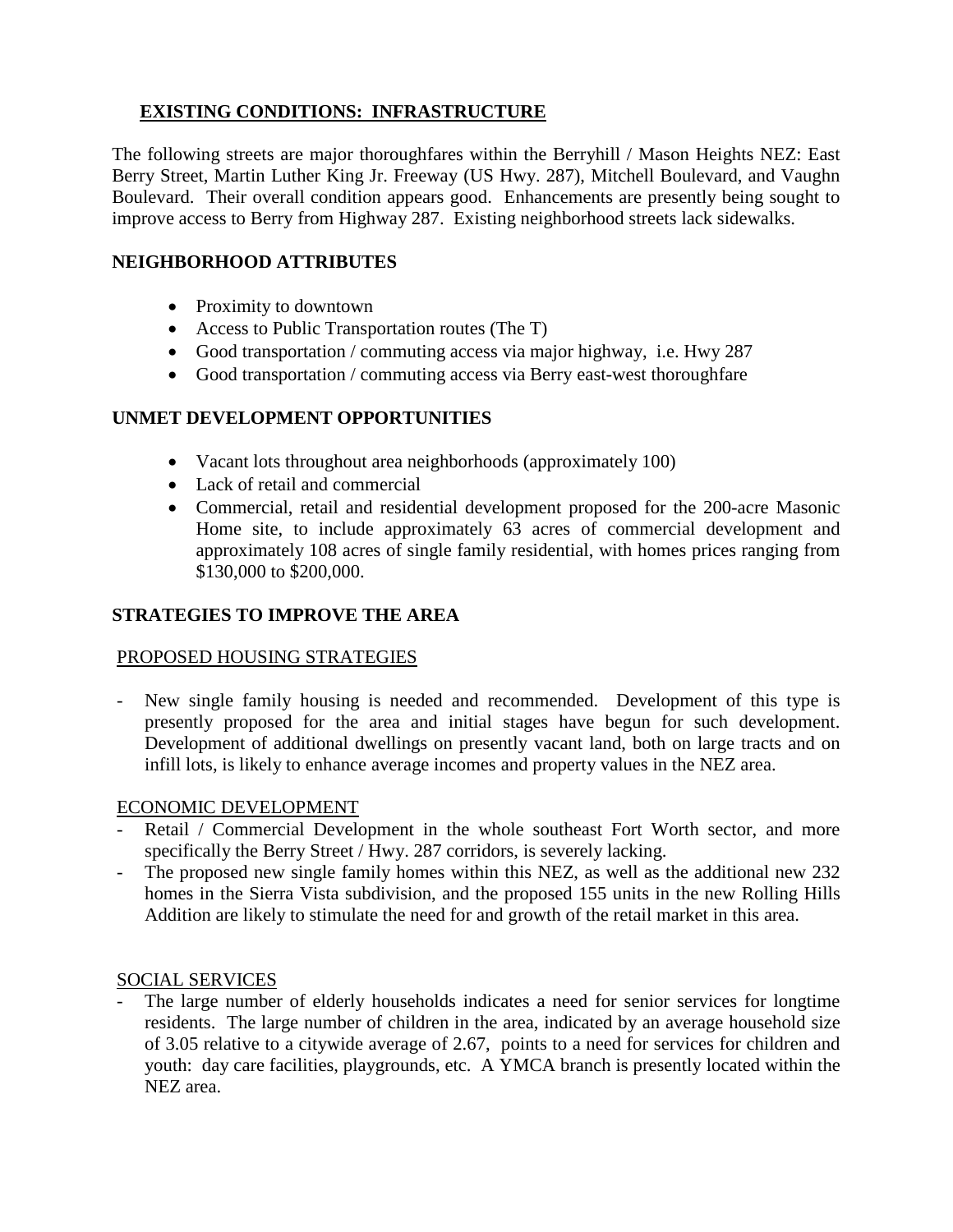## EXISTING CONDITIONS: INFRASTRUCTURE

The following streets are major thoroughfares within the Berryhill / Mason Heights NEZ: East Berry Street, Martin Luther King Jr. Freeway (US Hwy. 287), Mitchell Boulevard, and Vaughn Boulevard. Their overall condition appears good. Enhancements are presently being sought to improve access to Berry from Highway 287. Existing neighborhood streets lack sidewalks.

## NEIGHBORHOOD ATTRIBUTES

- Proximity to downtown
- Access to Public Transportation routes (The T)
- Good transportation / commuting access via major highway, i.e. Hwy 287
- Good transportation / commuting access via Berry east-west thoroughfare

## UNMET DEVELOPMENT OPPORTUNITIES

- Vacant lots throughout area neighborhoods (approximately 100)
- Lack of retail and commercial
- Commercial, retail and residential development proposed for the 200-acre Masonic Home site, to include approximately 63 acres of commercial development and approximately 108 acres of single family residential, with homes prices ranging from $130,000 to $200,000.

## STRATEGIES TO IMPROVE THE AREA

### PROPOSED HOUSING STRATEGIES

- New single family housing is needed and recommended. Development of this type is presently proposed for the area and initial stages have begun for such development. Development of additional dwellings on presently vacant land, both on large tracts and on infill lots, is likely to enhance average incomes and property values in the NEZ area.

### ECONOMIC DEVELOPMENT

- Retail / Commercial Development in the whole southeast Fort Worth sector, and more specifically the Berry Street / Hwy. 287 corridors, is severely lacking.
- The proposed new single family homes within this NEZ, as well as the additional new 232 homes in the Sierra Vista subdivision, and the proposed 155 units in the new Rolling Hills Addition are likely to stimulate the need for and growth of the retail market in this area.

### SOCIAL SERVICES

- The large number of elderly households indicates a need for senior services for longtime residents. The large number of children in the area, indicated by an average household size of 3.05 relative to a citywide average of 2.67, points to a need for services for children and youth: day care facilities, playgrounds, etc. A YMCA branch is presently located within the NEZ area.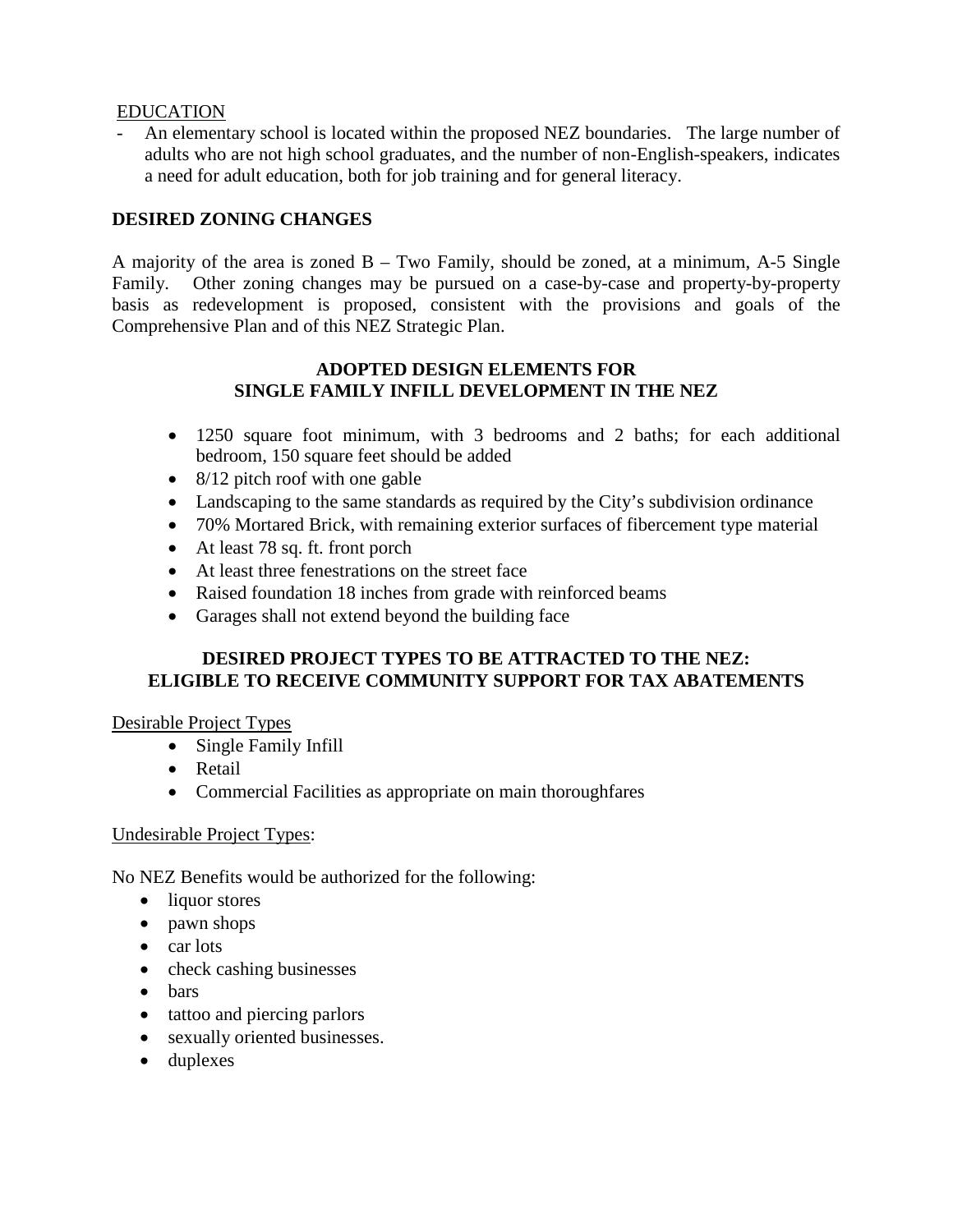EDUCATION

- An elementary school is located within the proposed NEZ boundaries. The large number of adults who are not high school graduates, and the number of non-English-speakers, indicates a need for adult education, both for job training and for general literacy.

## DESIRED ZONING CHANGES

A majority of the area is zoned B – Two Family, should be zoned, at a minimum, A-5 Single Family. Other zoning changes may be pursued on a case-by-case and property-by-property basis as redevelopment is proposed, consistent with the provisions and goals of the Comprehensive Plan and of this NEZ Strategic Plan.

## ADOPTED DESIGN ELEMENTS FOR SINGLE FAMILY INFILL DEVELOPMENT IN THE NEZ

- 1250 square foot minimum, with 3 bedrooms and 2 baths; for each additional bedroom, 150 square feet should be added
- 8/12 pitch roof with one gable
- Landscaping to the same standards as required by the City's subdivision ordinance
- 70% Mortared Brick, with remaining exterior surfaces of fibercement type material
- At least 78 sq. ft. front porch
- At least three fenestrations on the street face
- Raised foundation 18 inches from grade with reinforced beams
- Garages shall not extend beyond the building face

## DESIRED PROJECT TYPES TO BE ATTRACTED TO THE NEZ: ELIGIBLE TO RECEIVE COMMUNITY SUPPORT FOR TAX ABATEMENTS

Desirable Project Types

- Single Family Infill
- Retail
- Commercial Facilities as appropriate on main thoroughfares

Undesirable Project Types:

No NEZ Benefits would be authorized for the following:

- liquor stores
- pawn shops
- car lots
- check cashing businesses
- bars
- tattoo and piercing parlors
- sexually oriented businesses.
- duplexes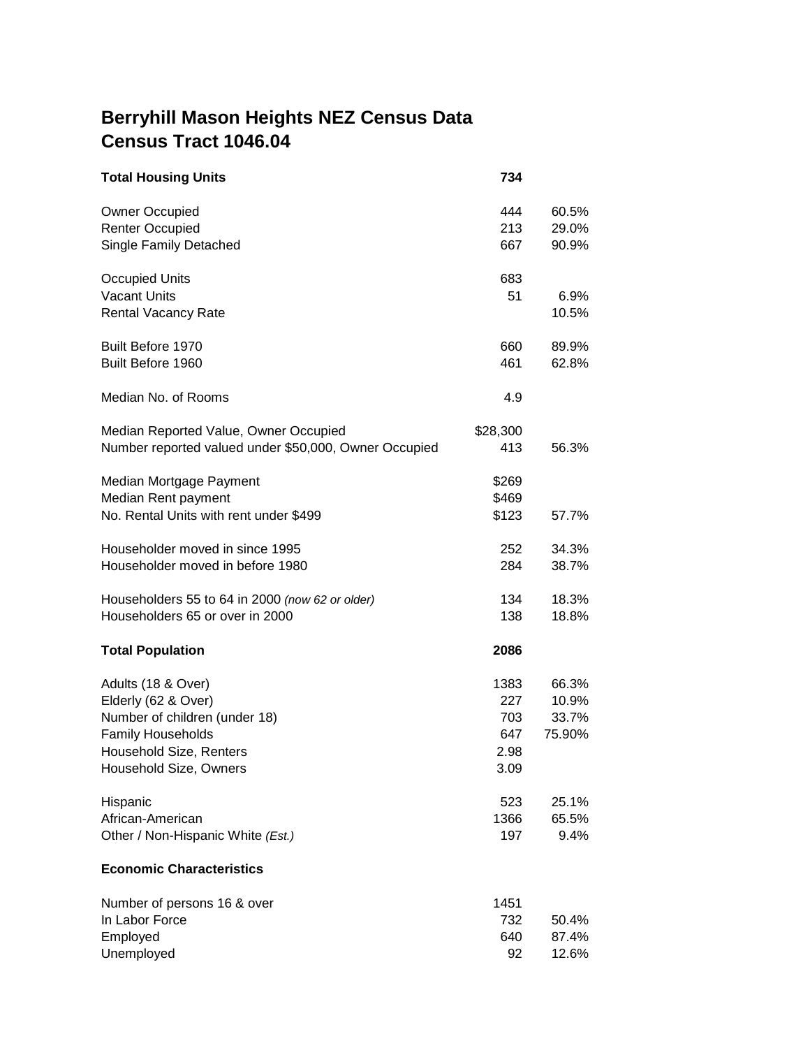# Berryhill Mason Heights NEZ Census Data
# Census Tract 1046.04

| | | |
|---|---|---|
| **Total Housing Units** | **734** | |
| Owner Occupied | 444 | 60.5% |
| Renter Occupied | 213 | 29.0% |
| Single Family Detached | 667 | 90.9% |
| Occupied Units | 683 | |
| Vacant Units | 51 | 6.9% |
| Rental Vacancy Rate | | 10.5% |
| Built Before 1970 | 660 | 89.9% |
| Built Before 1960 | 461 | 62.8% |
| Median No. of Rooms | 4.9 | |
| Median Reported Value, Owner Occupied | $28,300 | |
| Number reported valued under $50,000, Owner Occupied | 413 | 56.3% |
| Median Mortgage Payment | $269 | |
| Median Rent payment | $469 | |
| No. Rental Units with rent under $499 | $123 | 57.7% |
| Householder moved in since 1995 | 252 | 34.3% |
| Householder moved in before 1980 | 284 | 38.7% |
| Householders 55 to 64 in 2000 *(now 62 or older)* | 134 | 18.3% |
| Householders 65 or over in 2000 | 138 | 18.8% |
| **Total Population** | **2086** | |
| Adults (18 & Over) | 1383 | 66.3% |
| Elderly (62 & Over) | 227 | 10.9% |
| Number of children (under 18) | 703 | 33.7% |
| Family Households | 647 | 75.90% |
| Household Size, Renters | 2.98 | |
| Household Size, Owners | 3.09 | |
| Hispanic | 523 | 25.1% |
| African-American | 1366 | 65.5% |
| Other / Non-Hispanic White *(Est.)* | 197 | 9.4% |
| **Economic Characteristics** | | |
| Number of persons 16 & over | 1451 | |
| In Labor Force | 732 | 50.4% |
| Employed | 640 | 87.4% |
| Unemployed | 92 | 12.6% |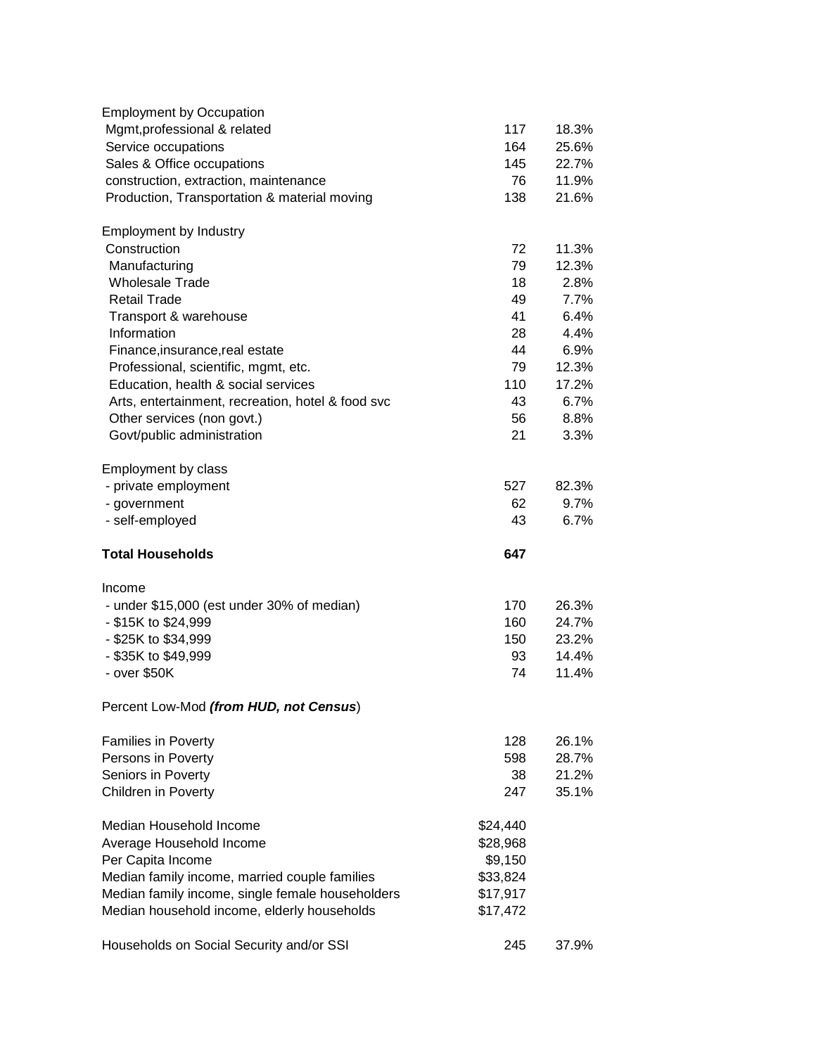| | | |
|---|---|---|
| Employment by Occupation | | |
| Mgmt,professional & related | 117 | 18.3% |
| Service occupations | 164 | 25.6% |
| Sales & Office occupations | 145 | 22.7% |
| construction, extraction, maintenance | 76 | 11.9% |
| Production, Transportation & material moving | 138 | 21.6% |
| | | |
| Employment by Industry | | |
| Construction | 72 | 11.3% |
| Manufacturing | 79 | 12.3% |
| Wholesale Trade | 18 | 2.8% |
| Retail Trade | 49 | 7.7% |
| Transport & warehouse | 41 | 6.4% |
| Information | 28 | 4.4% |
| Finance,insurance,real estate | 44 | 6.9% |
| Professional, scientific, mgmt, etc. | 79 | 12.3% |
| Education, health & social services | 110 | 17.2% |
| Arts, entertainment, recreation, hotel & food svc | 43 | 6.7% |
| Other services (non govt.) | 56 | 8.8% |
| Govt/public administration | 21 | 3.3% |
| | | |
| Employment by class | | |
| - private employment | 527 | 82.3% |
| - government | 62 | 9.7% |
| - self-employed | 43 | 6.7% |
| | | |
| **Total Households** | **647** | |
| | | |
| Income | | |
| - under $15,000 (est under 30% of median) | 170 | 26.3% |
| - $15K to $24,999 | 160 | 24.7% |
| - $25K to $34,999 | 150 | 23.2% |
| - $35K to $49,999 | 93 | 14.4% |
| - over $50K | 74 | 11.4% |
| | | |
| Percent Low-Mod ***(from HUD, not Census***) | | |
| | | |
| Families in Poverty | 128 | 26.1% |
| Persons in Poverty | 598 | 28.7% |
| Seniors in Poverty | 38 | 21.2% |
| Children in Poverty | 247 | 35.1% |
| | | |
| Median Household Income | $24,440 | |
| Average Household Income | $28,968 | |
| Per Capita Income | $9,150 | |
| Median family income, married couple families | $33,824 | |
| Median family income, single female householders | $17,917 | |
| Median household income, elderly households | $17,472 | |
| | | |
| Households on Social Security and/or SSI | 245 | 37.9% |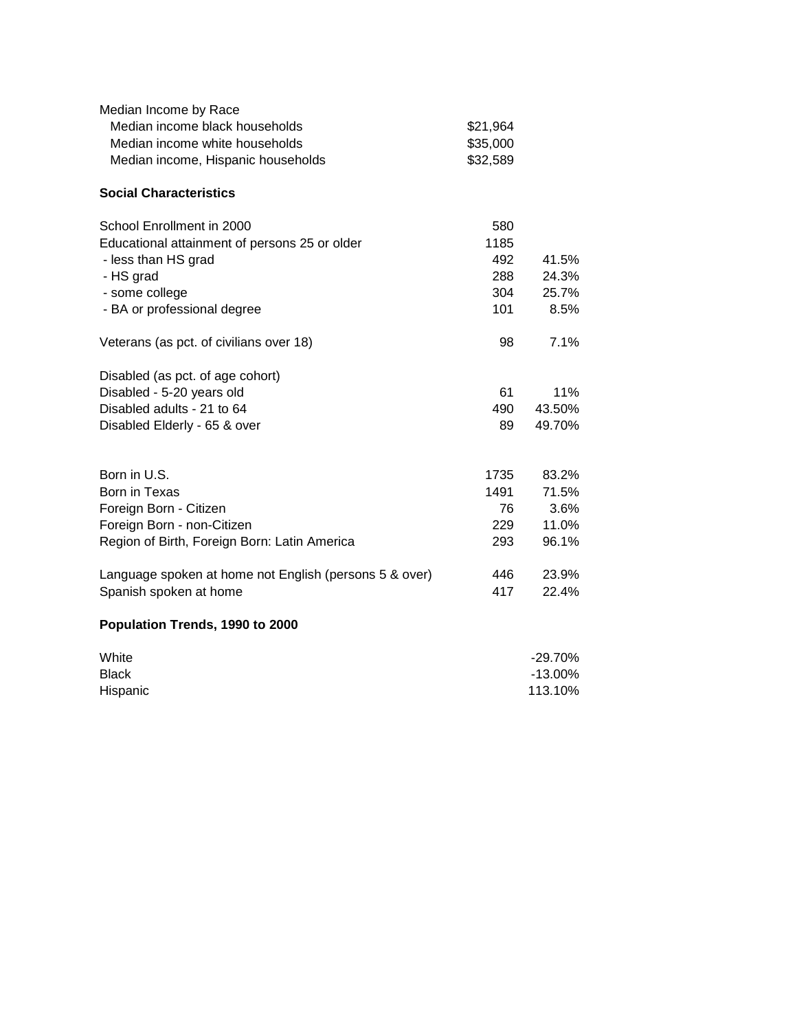| | | |
|---|---|---|
| Median Income by Race | | |
| Median income black households | $21,964 | |
| Median income white households | $35,000 | |
| Median income, Hispanic households | $32,589 | |

**Social Characteristics**

| | | |
|---|---|---|
| School Enrollment in 2000 | 580 | |
| Educational attainment of persons 25 or older | 1185 | |
| - less than HS grad | 492 | 41.5% |
| - HS grad | 288 | 24.3% |
| - some college | 304 | 25.7% |
| - BA or professional degree | 101 | 8.5% |
| Veterans (as pct. of civilians over 18) | 98 | 7.1% |
| Disabled (as pct. of age cohort) | | |
| Disabled - 5-20 years old | 61 | 11% |
| Disabled adults - 21 to 64 | 490 | 43.50% |
| Disabled Elderly - 65 & over | 89 | 49.70% |
| Born in U.S. | 1735 | 83.2% |
| Born in Texas | 1491 | 71.5% |
| Foreign Born - Citizen | 76 | 3.6% |
| Foreign Born - non-Citizen | 229 | 11.0% |
| Region of Birth, Foreign Born: Latin America | 293 | 96.1% |
| Language spoken at home not English (persons 5 & over) | 446 | 23.9% |
| Spanish spoken at home | 417 | 22.4% |

**Population Trends, 1990 to 2000**

| | |
|---|---|
| White | -29.70% |
| Black | -13.00% |
| Hispanic | 113.10% |